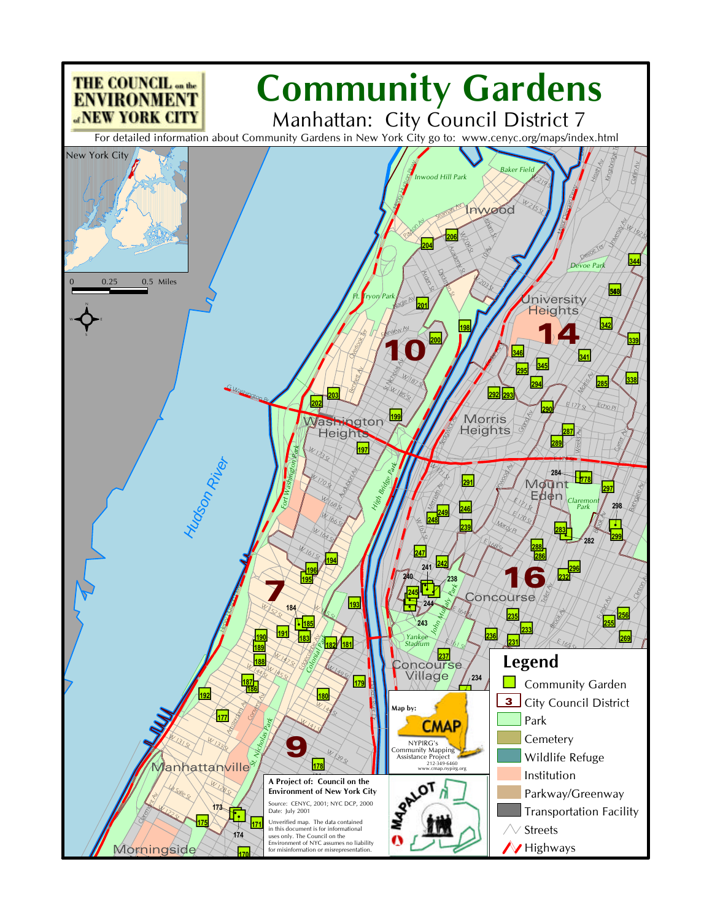# Community Gardens

## Manhattan: City Council District 7

THE COUNCIL on the ENVIRONMENT of NEW YORK CITY

For detailed information about Community Gardens in New York City go to: www.cenyc.org/maps/index.html

### Legend

- Community Garden
- City Council District
- Park
- Cemetery
- Wildlife Refuge
- Institution
- Parkway/Greenway
- Transportation Facility
- Streets
- Highways

Map by: CMAP — NYPIRG's Community Mapping Assistance Project, 212-349-6460, www.cmap.nypirg.org

**A Project of: Council on the Environment of New York City**

Source: CENYC, 2001; NYC DCP, 2000
Date: July 2001

Unverified map. The data contained in this document is for informational uses only. The Council on the Environment of NYC assumes no liability for misinformation or misrepresentation.

MAPALOT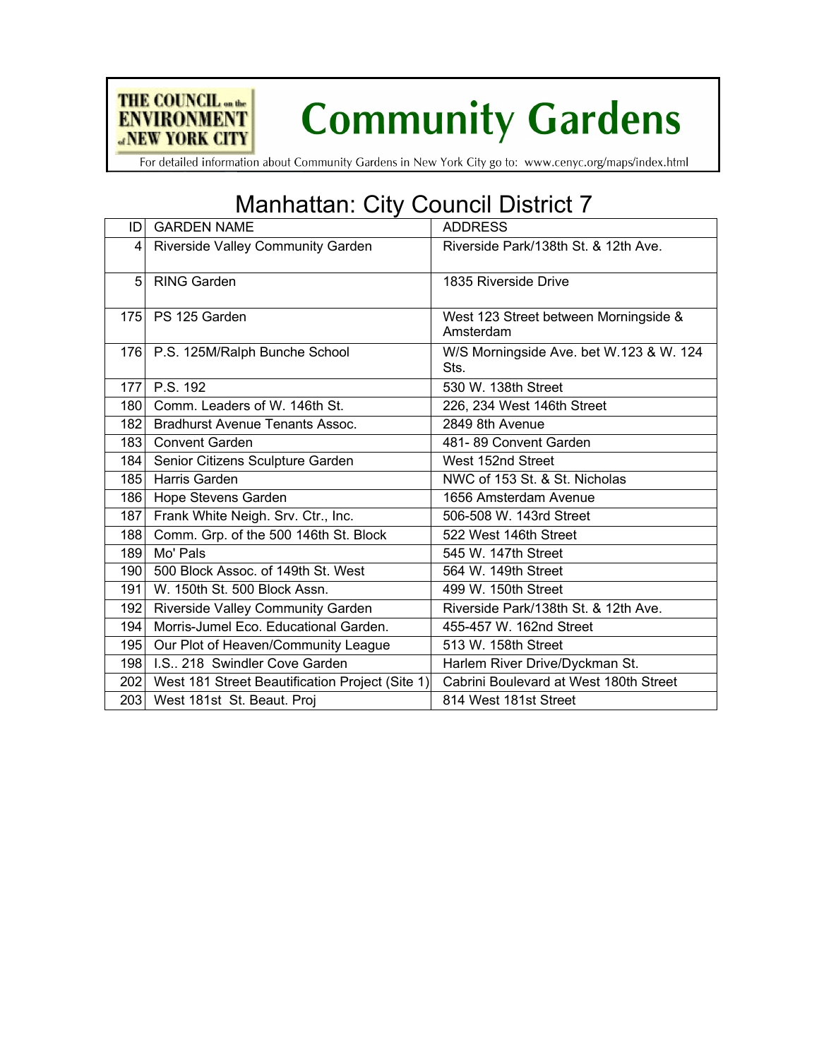THE COUNCIL on the ENVIRONMENT of NEW YORK CITY

# Community Gardens

For detailed information about Community Gardens in New York City go to: www.cenyc.org/maps/index.html

## Manhattan: City Council District 7

| ID | GARDEN NAME | ADDRESS |
|---|---|---|
| 4 | Riverside Valley Community Garden | Riverside Park/138th St. & 12th Ave. |
| 5 | RING Garden | 1835 Riverside Drive |
| 175 | PS 125 Garden | West 123 Street between Morningside & Amsterdam |
| 176 | P.S. 125M/Ralph Bunche School | W/S Morningside Ave. bet W.123 & W. 124 Sts. |
| 177 | P.S. 192 | 530 W. 138th Street |
| 180 | Comm. Leaders of W. 146th St. | 226, 234 West 146th Street |
| 182 | Bradhurst Avenue Tenants Assoc. | 2849 8th Avenue |
| 183 | Convent Garden | 481- 89 Convent Garden |
| 184 | Senior Citizens Sculpture Garden | West 152nd Street |
| 185 | Harris Garden | NWC of 153 St. & St. Nicholas |
| 186 | Hope Stevens Garden | 1656 Amsterdam Avenue |
| 187 | Frank White Neigh. Srv. Ctr., Inc. | 506-508 W. 143rd Street |
| 188 | Comm. Grp. of the 500 146th St. Block | 522 West 146th Street |
| 189 | Mo' Pals | 545 W. 147th Street |
| 190 | 500 Block Assoc. of 149th St. West | 564 W. 149th Street |
| 191 | W. 150th St. 500 Block Assn. | 499 W. 150th Street |
| 192 | Riverside Valley Community Garden | Riverside Park/138th St. & 12th Ave. |
| 194 | Morris-Jumel Eco. Educational Garden. | 455-457 W. 162nd Street |
| 195 | Our Plot of Heaven/Community League | 513 W. 158th Street |
| 198 | I.S.. 218 Swindler Cove Garden | Harlem River Drive/Dyckman St. |
| 202 | West 181 Street Beautification Project (Site 1) | Cabrini Boulevard at West 180th Street |
| 203 | West 181st St. Beaut. Proj | 814 West 181st Street |